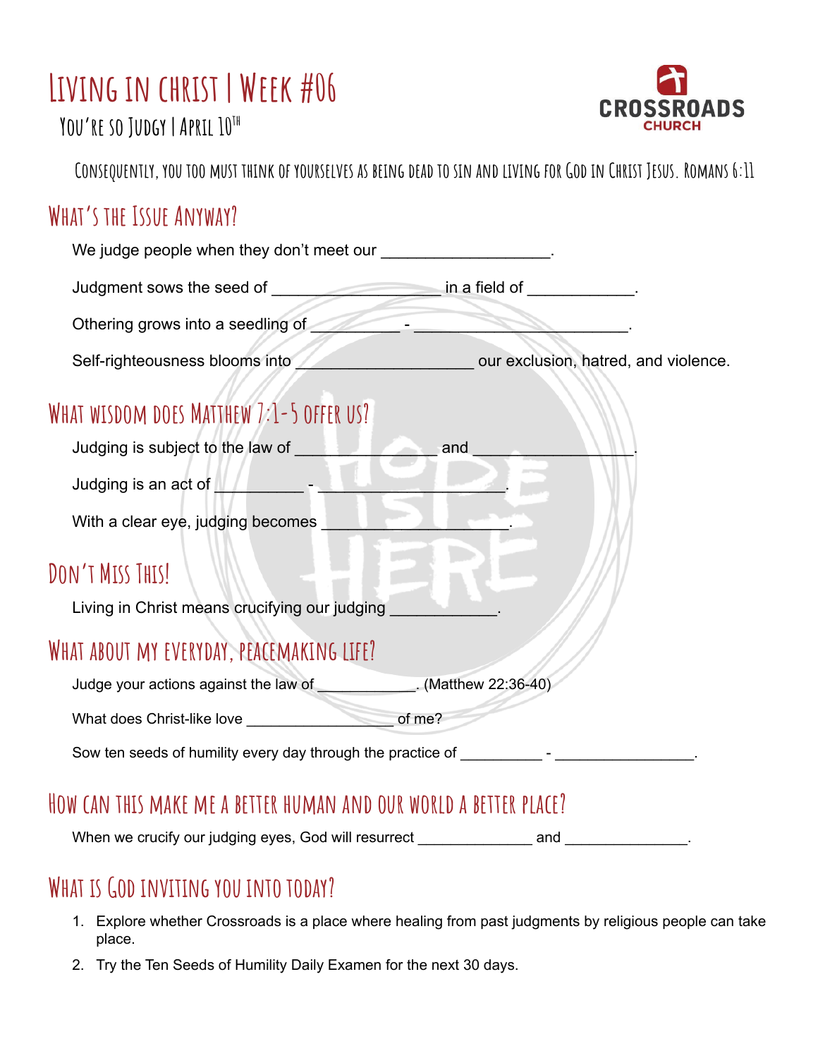# Living in Christ | Week #06

## You're so Judgy | April 10th

CROSSROADS CHURCH

Consequently, you too must think of yourselves as being dead to sin and living for God in Christ Jesus. Romans 6:11

## What's the Issue Anyway?

We judge people when they don't meet our ___________________.

Judgment sows the seed of ___________________ in a field of ____________.

Othering grows into a seedling of __________ - ________________________.

Self-righteousness blooms into ____________________ our exclusion, hatred, and violence.

## What wisdom does Matthew 7:1-5 offer us?

Judging is subject to the law of ________________ and _________________.

Judging is an act of __________ - ____________________.

With a clear eye, judging becomes ____________________.

## Don't Miss This!

Living in Christ means crucifying our judging ____________.

## What about my everyday, peacemaking life?

Judge your actions against the law of ____________. (Matthew 22:36-40)

What does Christ-like love _________________ of me?

Sow ten seeds of humility every day through the practice of __________ - ________________.

## How can this make me a better human and our world a better place?

When we crucify our judging eyes, God will resurrect ______________ and _______________.

## What is God inviting you into today?

1. Explore whether Crossroads is a place where healing from past judgments by religious people can take place.
2. Try the Ten Seeds of Humility Daily Examen for the next 30 days.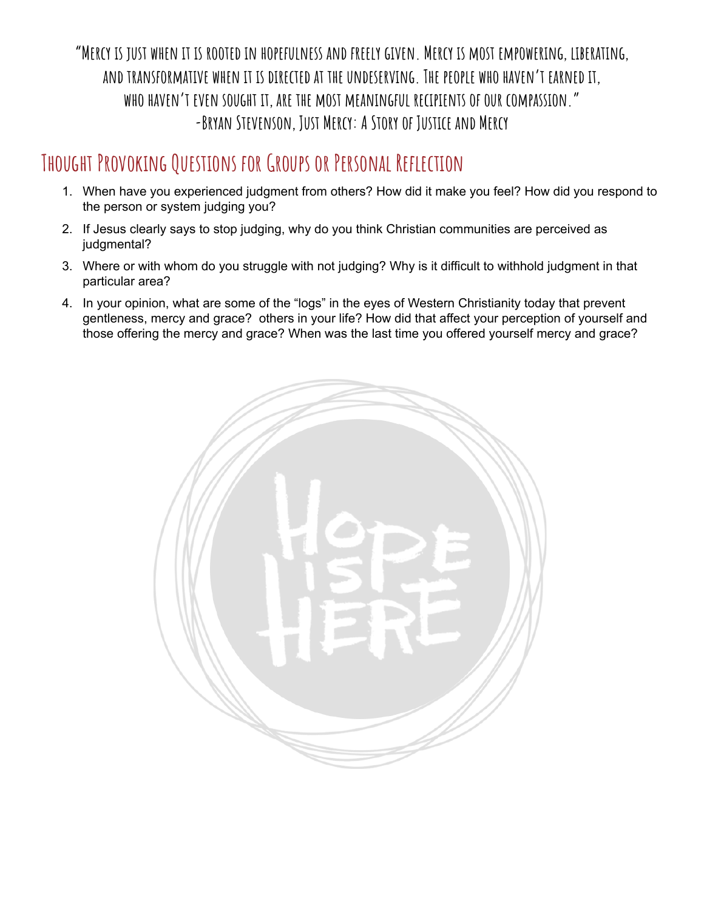"Mercy is just when it is rooted in hopefulness and freely given. Mercy is most empowering, liberating, and transformative when it is directed at the undeserving. The people who haven't earned it, who haven't even sought it, are the most meaningful recipients of our compassion."
-Bryan Stevenson, Just Mercy: A Story of Justice and Mercy

## Thought Provoking Questions for Groups or Personal Reflection

1. When have you experienced judgment from others? How did it make you feel? How did you respond to the person or system judging you?
2. If Jesus clearly says to stop judging, why do you think Christian communities are perceived as judgmental?
3. Where or with whom do you struggle with not judging? Why is it difficult to withhold judgment in that particular area?
4. In your opinion, what are some of the "logs" in the eyes of Western Christianity today that prevent gentleness, mercy and grace?  others in your life? How did that affect your perception of yourself and those offering the mercy and grace? When was the last time you offered yourself mercy and grace?